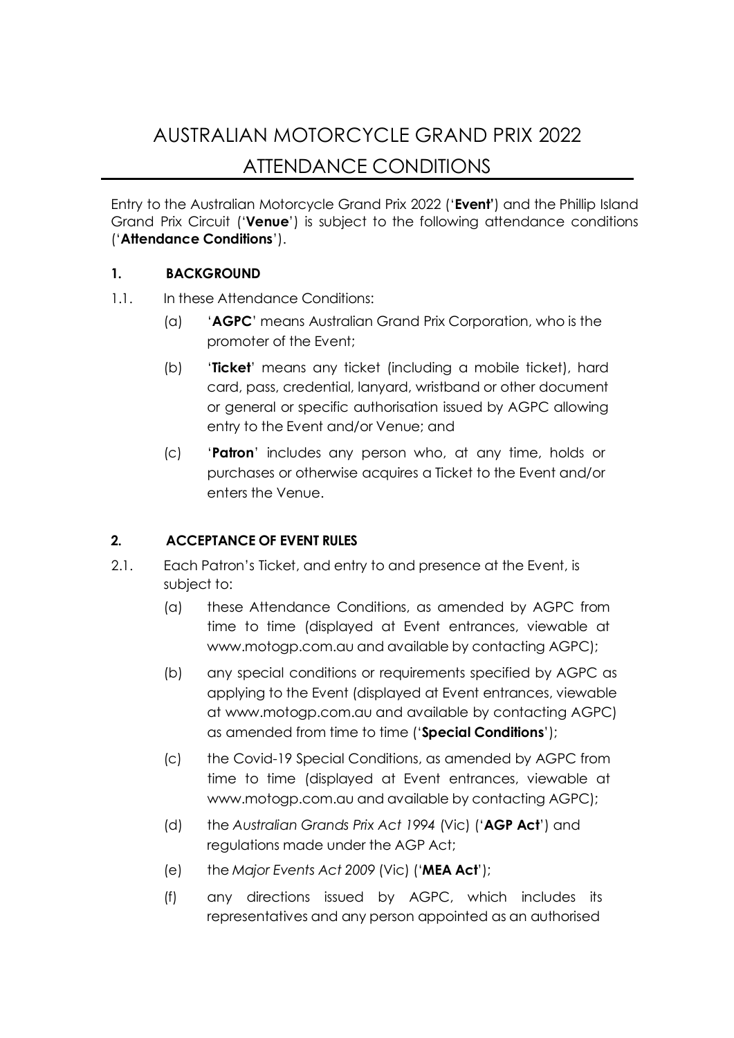# AUSTRALIAN MOTORCYCLE GRAND PRIX 2022 ATTENDANCE CONDITIONS

Entry to the Australian Motorcycle Grand Prix 2022 ('**Event'**) and the Phillip Island Grand Prix Circuit ('**Venue**') is subject to the following attendance conditions ('**Attendance Conditions**').

## 1. BACKGROUND

1.1. In these Attendance Conditions:

(a) '**AGPC**' means Australian Grand Prix Corporation, who is the promoter of the Event;

(b) '**Ticket**' means any ticket (including a mobile ticket), hard card, pass, credential, lanyard, wristband or other document or general or specific authorisation issued by AGPC allowing entry to the Event and/or Venue; and

(c) '**Patron**' includes any person who, at any time, holds or purchases or otherwise acquires a Ticket to the Event and/or enters the Venue.

## 2. ACCEPTANCE OF EVENT RULES

2.1. Each Patron's Ticket, and entry to and presence at the Event, is subject to:

(a) these Attendance Conditions, as amended by AGPC from time to time (displayed at Event entrances, viewable at www.motogp.com.au and available by contacting AGPC);

(b) any special conditions or requirements specified by AGPC as applying to the Event (displayed at Event entrances, viewable at www.motogp.com.au and available by contacting AGPC) as amended from time to time ('**Special Conditions**');

(c) the Covid-19 Special Conditions, as amended by AGPC from time to time (displayed at Event entrances, viewable at www.motogp.com.au and available by contacting AGPC);

(d) the *Australian Grands Prix Act 1994* (Vic) ('**AGP Act**') and regulations made under the AGP Act;

(e) the *Major Events Act 2009* (Vic) ('**MEA Act**');

(f) any directions issued by AGPC, which includes its representatives and any person appointed as an authorised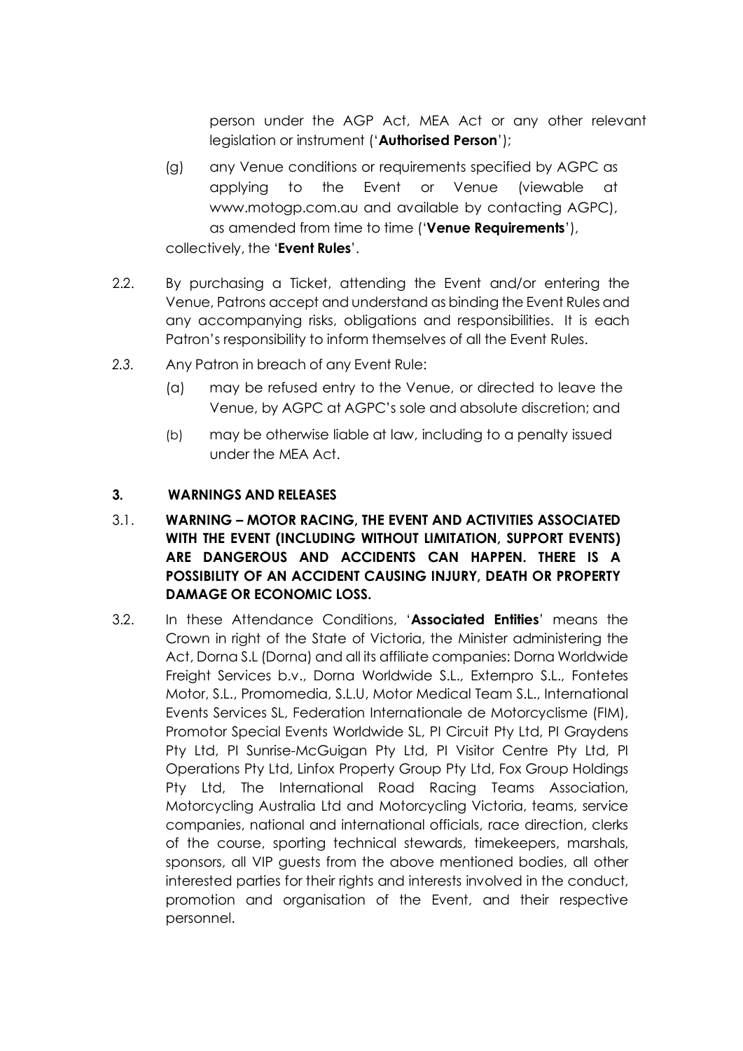person under the AGP Act, MEA Act or any other relevant legislation or instrument ('**Authorised Person**');

(g) any Venue conditions or requirements specified by AGPC as applying to the Event or Venue (viewable at www.motogp.com.au and available by contacting AGPC), as amended from time to time ('**Venue Requirements**'),

collectively, the '**Event Rules**'.

2.2. By purchasing a Ticket, attending the Event and/or entering the Venue, Patrons accept and understand as binding the Event Rules and any accompanying risks, obligations and responsibilities. It is each Patron's responsibility to inform themselves of all the Event Rules.

2.3. Any Patron in breach of any Event Rule:

(a) may be refused entry to the Venue, or directed to leave the Venue, by AGPC at AGPC's sole and absolute discretion; and

(b) may be otherwise liable at law, including to a penalty issued under the MEA Act.

**3. WARNINGS AND RELEASES**

3.1. **WARNING – MOTOR RACING, THE EVENT AND ACTIVITIES ASSOCIATED WITH THE EVENT (INCLUDING WITHOUT LIMITATION, SUPPORT EVENTS) ARE DANGEROUS AND ACCIDENTS CAN HAPPEN. THERE IS A POSSIBILITY OF AN ACCIDENT CAUSING INJURY, DEATH OR PROPERTY DAMAGE OR ECONOMIC LOSS.**

3.2. In these Attendance Conditions, '**Associated Entities**' means the Crown in right of the State of Victoria, the Minister administering the Act, Dorna S.L (Dorna) and all its affiliate companies: Dorna Worldwide Freight Services b.v., Dorna Worldwide S.L., Externpro S.L., Fontetes Motor, S.L., Promomedia, S.L.U, Motor Medical Team S.L., International Events Services SL, Federation Internationale de Motorcyclisme (FIM), Promotor Special Events Worldwide SL, PI Circuit Pty Ltd, PI Graydens Pty Ltd, PI Sunrise-McGuigan Pty Ltd, PI Visitor Centre Pty Ltd, PI Operations Pty Ltd, Linfox Property Group Pty Ltd, Fox Group Holdings Pty Ltd, The International Road Racing Teams Association, Motorcycling Australia Ltd and Motorcycling Victoria, teams, service companies, national and international officials, race direction, clerks of the course, sporting technical stewards, timekeepers, marshals, sponsors, all VIP guests from the above mentioned bodies, all other interested parties for their rights and interests involved in the conduct, promotion and organisation of the Event, and their respective personnel.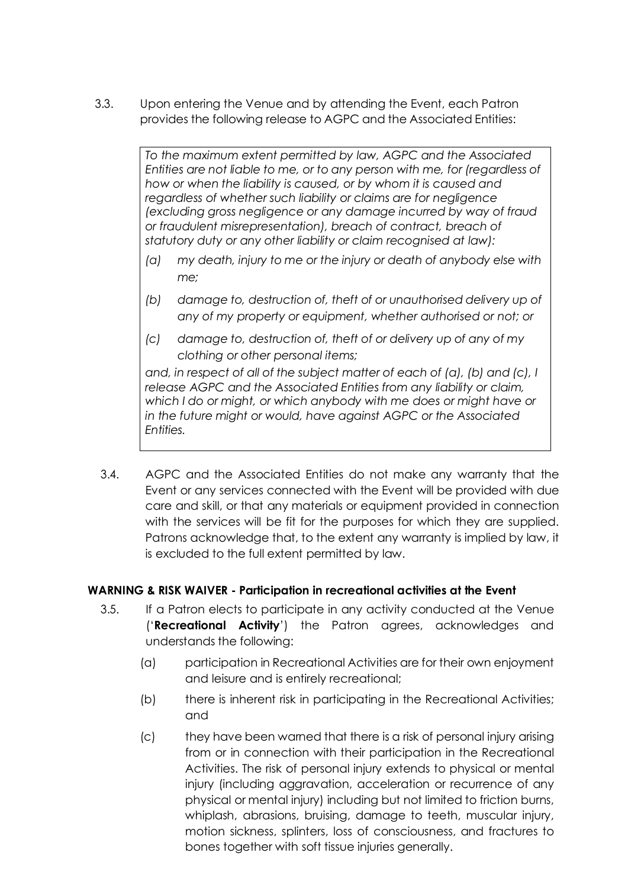3.3. Upon entering the Venue and by attending the Event, each Patron provides the following release to AGPC and the Associated Entities:

> *To the maximum extent permitted by law, AGPC and the Associated Entities are not liable to me, or to any person with me, for (regardless of how or when the liability is caused, or by whom it is caused and regardless of whether such liability or claims are for negligence (excluding gross negligence or any damage incurred by way of fraud or fraudulent misrepresentation), breach of contract, breach of statutory duty or any other liability or claim recognised at law):*
>
> *(a) my death, injury to me or the injury or death of anybody else with me;*
>
> *(b) damage to, destruction of, theft of or unauthorised delivery up of any of my property or equipment, whether authorised or not; or*
>
> *(c) damage to, destruction of, theft of or delivery up of any of my clothing or other personal items;*
>
> *and, in respect of all of the subject matter of each of (a), (b) and (c), I release AGPC and the Associated Entities from any liability or claim, which I do or might, or which anybody with me does or might have or in the future might or would, have against AGPC or the Associated Entities.*

3.4. AGPC and the Associated Entities do not make any warranty that the Event or any services connected with the Event will be provided with due care and skill, or that any materials or equipment provided in connection with the services will be fit for the purposes for which they are supplied. Patrons acknowledge that, to the extent any warranty is implied by law, it is excluded to the full extent permitted by law.

**WARNING & RISK WAIVER - Participation in recreational activities at the Event**

3.5. If a Patron elects to participate in any activity conducted at the Venue ('**Recreational Activity**') the Patron agrees, acknowledges and understands the following:

(a) participation in Recreational Activities are for their own enjoyment and leisure and is entirely recreational;

(b) there is inherent risk in participating in the Recreational Activities; and

(c) they have been warned that there is a risk of personal injury arising from or in connection with their participation in the Recreational Activities. The risk of personal injury extends to physical or mental injury (including aggravation, acceleration or recurrence of any physical or mental injury) including but not limited to friction burns, whiplash, abrasions, bruising, damage to teeth, muscular injury, motion sickness, splinters, loss of consciousness, and fractures to bones together with soft tissue injuries generally.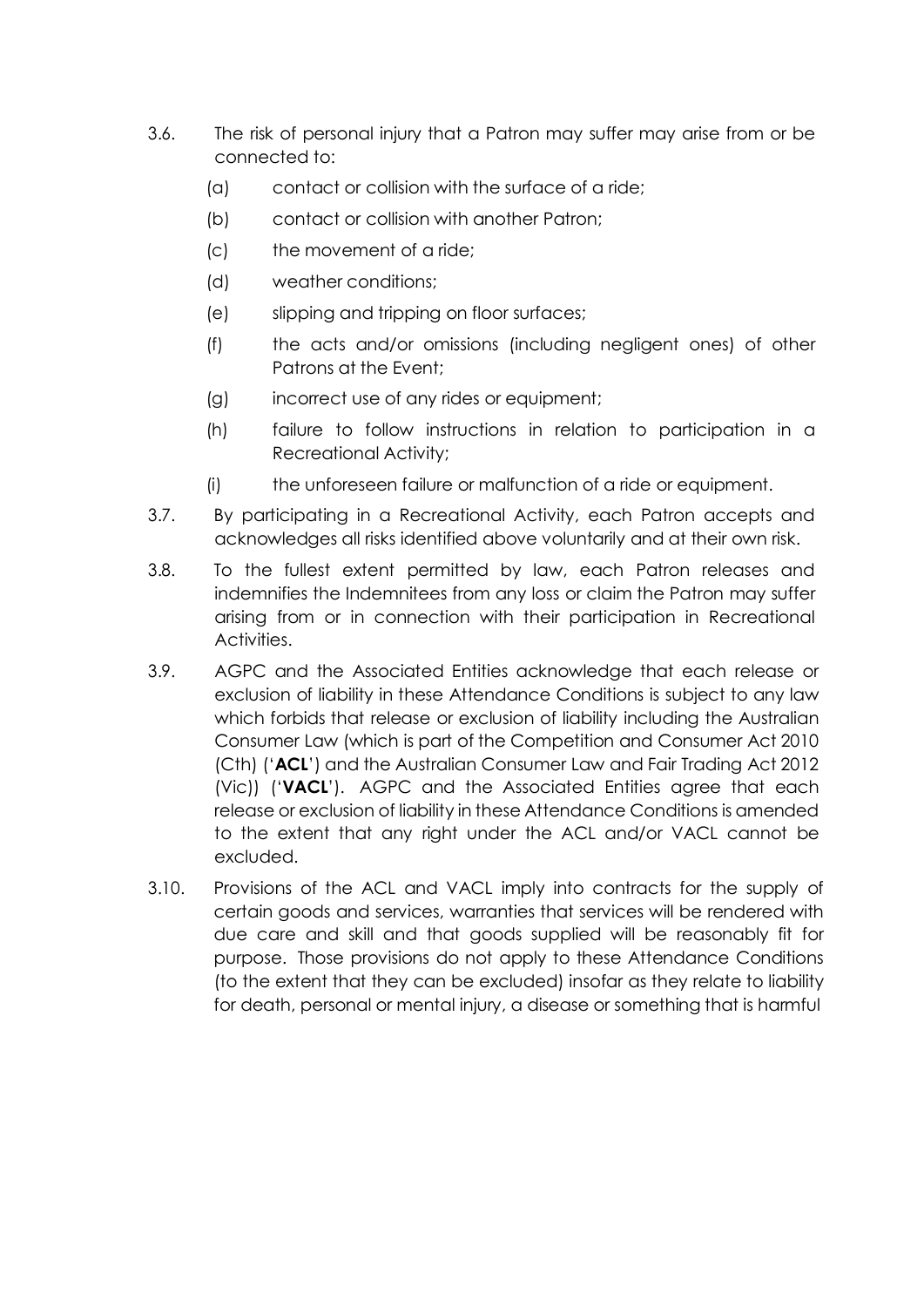3.6. The risk of personal injury that a Patron may suffer may arise from or be connected to:

   (a) contact or collision with the surface of a ride;

   (b) contact or collision with another Patron;

   (c) the movement of a ride;

   (d) weather conditions;

   (e) slipping and tripping on floor surfaces;

   (f) the acts and/or omissions (including negligent ones) of other Patrons at the Event;

   (g) incorrect use of any rides or equipment;

   (h) failure to follow instructions in relation to participation in a Recreational Activity;

   (i) the unforeseen failure or malfunction of a ride or equipment.

3.7. By participating in a Recreational Activity, each Patron accepts and acknowledges all risks identified above voluntarily and at their own risk.

3.8. To the fullest extent permitted by law, each Patron releases and indemnifies the Indemnitees from any loss or claim the Patron may suffer arising from or in connection with their participation in Recreational Activities.

3.9. AGPC and the Associated Entities acknowledge that each release or exclusion of liability in these Attendance Conditions is subject to any law which forbids that release or exclusion of liability including the Australian Consumer Law (which is part of the Competition and Consumer Act 2010 (Cth) ('**ACL**') and the Australian Consumer Law and Fair Trading Act 2012 (Vic)) ('**VACL**'). AGPC and the Associated Entities agree that each release or exclusion of liability in these Attendance Conditions is amended to the extent that any right under the ACL and/or VACL cannot be excluded.

3.10. Provisions of the ACL and VACL imply into contracts for the supply of certain goods and services, warranties that services will be rendered with due care and skill and that goods supplied will be reasonably fit for purpose. Those provisions do not apply to these Attendance Conditions (to the extent that they can be excluded) insofar as they relate to liability for death, personal or mental injury, a disease or something that is harmful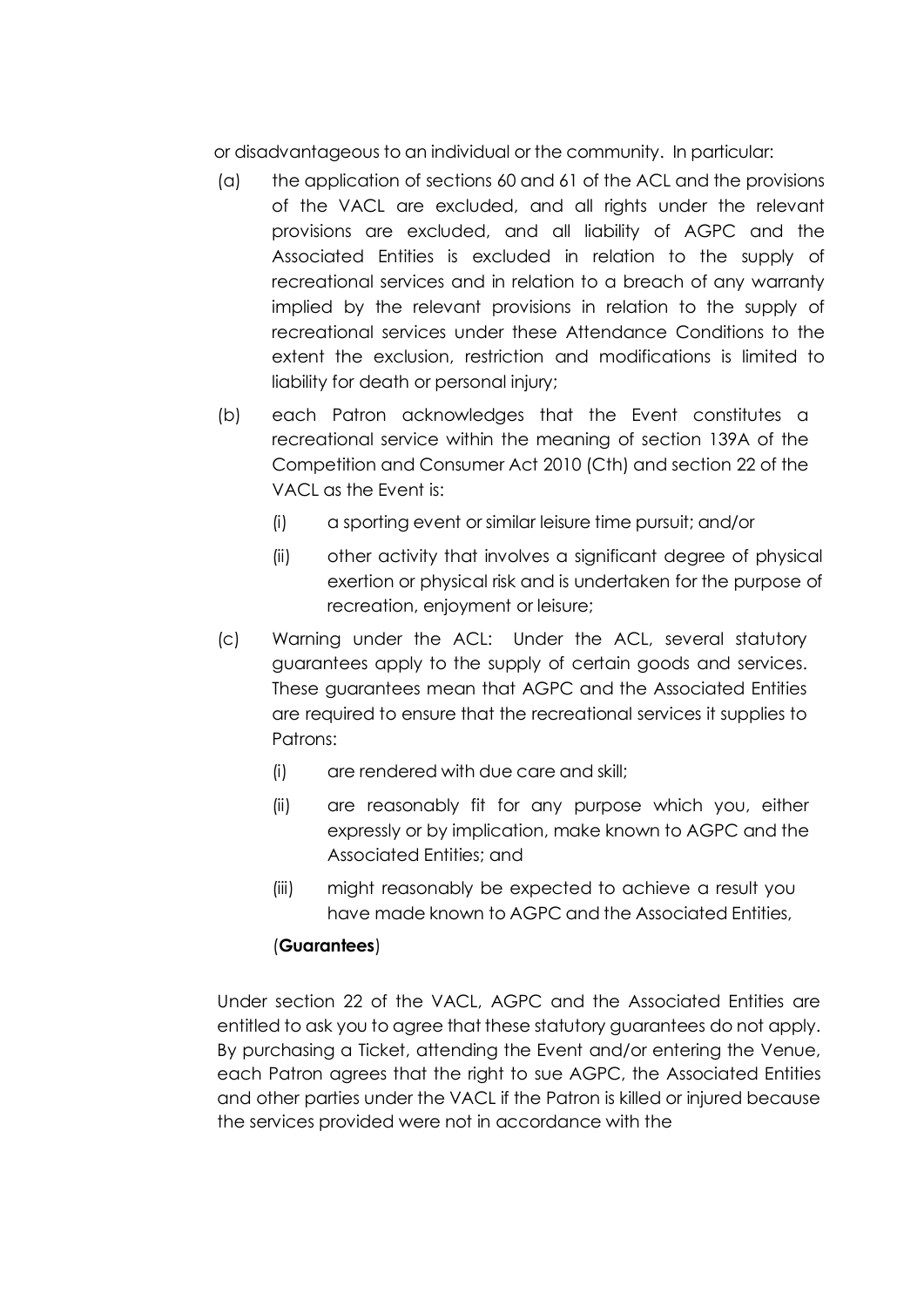or disadvantageous to an individual or the community. In particular:

(a) the application of sections 60 and 61 of the ACL and the provisions of the VACL are excluded, and all rights under the relevant provisions are excluded, and all liability of AGPC and the Associated Entities is excluded in relation to the supply of recreational services and in relation to a breach of any warranty implied by the relevant provisions in relation to the supply of recreational services under these Attendance Conditions to the extent the exclusion, restriction and modifications is limited to liability for death or personal injury;

(b) each Patron acknowledges that the Event constitutes a recreational service within the meaning of section 139A of the Competition and Consumer Act 2010 (Cth) and section 22 of the VACL as the Event is:

   (i) a sporting event or similar leisure time pursuit; and/or

   (ii) other activity that involves a significant degree of physical exertion or physical risk and is undertaken for the purpose of recreation, enjoyment or leisure;

(c) Warning under the ACL: Under the ACL, several statutory guarantees apply to the supply of certain goods and services. These guarantees mean that AGPC and the Associated Entities are required to ensure that the recreational services it supplies to Patrons:

   (i) are rendered with due care and skill;

   (ii) are reasonably fit for any purpose which you, either expressly or by implication, make known to AGPC and the Associated Entities; and

   (iii) might reasonably be expected to achieve a result you have made known to AGPC and the Associated Entities,

   (**Guarantees**)

Under section 22 of the VACL, AGPC and the Associated Entities are entitled to ask you to agree that these statutory guarantees do not apply. By purchasing a Ticket, attending the Event and/or entering the Venue, each Patron agrees that the right to sue AGPC, the Associated Entities and other parties under the VACL if the Patron is killed or injured because the services provided were not in accordance with the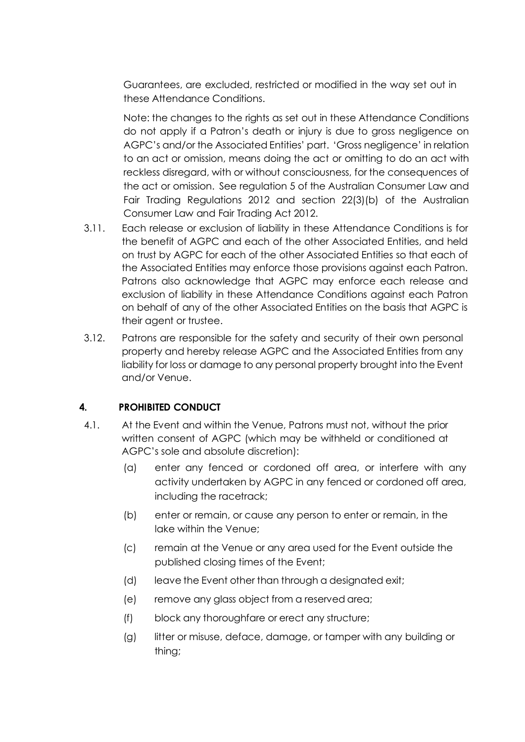Guarantees, are excluded, restricted or modified in the way set out in these Attendance Conditions.

Note: the changes to the rights as set out in these Attendance Conditions do not apply if a Patron's death or injury is due to gross negligence on AGPC's and/or the Associated Entities' part. 'Gross negligence' in relation to an act or omission, means doing the act or omitting to do an act with reckless disregard, with or without consciousness, for the consequences of the act or omission. See regulation 5 of the Australian Consumer Law and Fair Trading Regulations 2012 and section 22(3)(b) of the Australian Consumer Law and Fair Trading Act 2012.

3.11. Each release or exclusion of liability in these Attendance Conditions is for the benefit of AGPC and each of the other Associated Entities, and held on trust by AGPC for each of the other Associated Entities so that each of the Associated Entities may enforce those provisions against each Patron. Patrons also acknowledge that AGPC may enforce each release and exclusion of liability in these Attendance Conditions against each Patron on behalf of any of the other Associated Entities on the basis that AGPC is their agent or trustee.

3.12. Patrons are responsible for the safety and security of their own personal property and hereby release AGPC and the Associated Entities from any liability for loss or damage to any personal property brought into the Event and/or Venue.

## 4. PROHIBITED CONDUCT

4.1. At the Event and within the Venue, Patrons must not, without the prior written consent of AGPC (which may be withheld or conditioned at AGPC's sole and absolute discretion):

(a) enter any fenced or cordoned off area, or interfere with any activity undertaken by AGPC in any fenced or cordoned off area, including the racetrack;

(b) enter or remain, or cause any person to enter or remain, in the lake within the Venue;

(c) remain at the Venue or any area used for the Event outside the published closing times of the Event;

(d) leave the Event other than through a designated exit;

(e) remove any glass object from a reserved area;

(f) block any thoroughfare or erect any structure;

(g) litter or misuse, deface, damage, or tamper with any building or thing;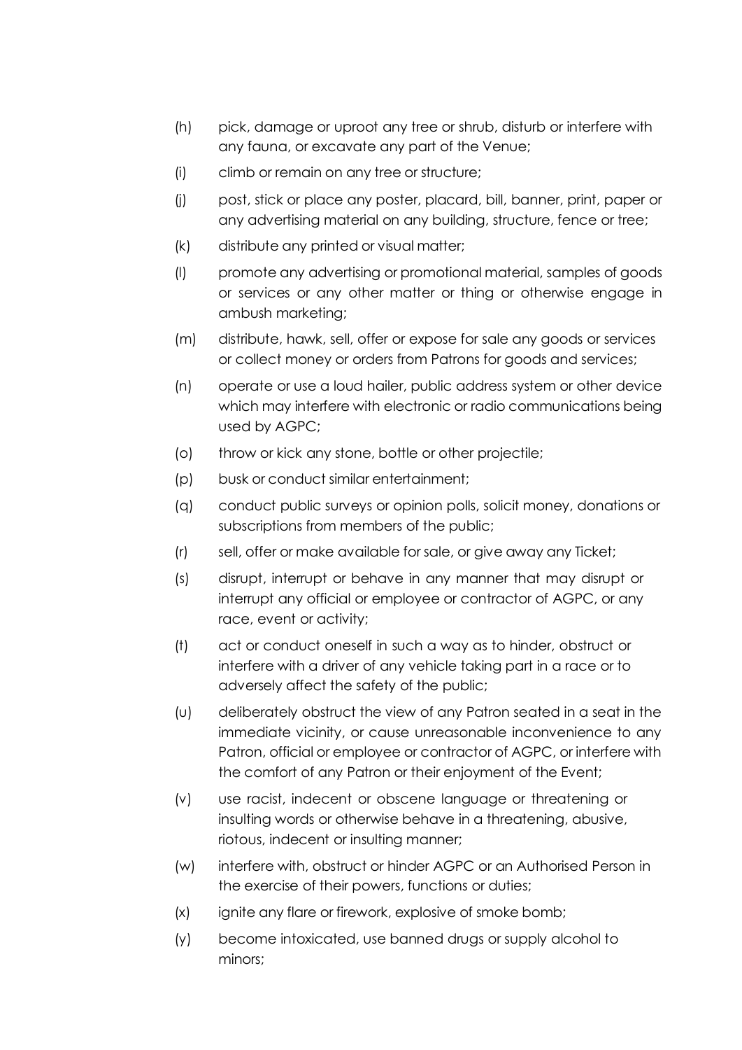(h) pick, damage or uproot any tree or shrub, disturb or interfere with any fauna, or excavate any part of the Venue;

(i) climb or remain on any tree or structure;

(j) post, stick or place any poster, placard, bill, banner, print, paper or any advertising material on any building, structure, fence or tree;

(k) distribute any printed or visual matter;

(l) promote any advertising or promotional material, samples of goods or services or any other matter or thing or otherwise engage in ambush marketing;

(m) distribute, hawk, sell, offer or expose for sale any goods or services or collect money or orders from Patrons for goods and services;

(n) operate or use a loud hailer, public address system or other device which may interfere with electronic or radio communications being used by AGPC;

(o) throw or kick any stone, bottle or other projectile;

(p) busk or conduct similar entertainment;

(q) conduct public surveys or opinion polls, solicit money, donations or subscriptions from members of the public;

(r) sell, offer or make available for sale, or give away any Ticket;

(s) disrupt, interrupt or behave in any manner that may disrupt or interrupt any official or employee or contractor of AGPC, or any race, event or activity;

(t) act or conduct oneself in such a way as to hinder, obstruct or interfere with a driver of any vehicle taking part in a race or to adversely affect the safety of the public;

(u) deliberately obstruct the view of any Patron seated in a seat in the immediate vicinity, or cause unreasonable inconvenience to any Patron, official or employee or contractor of AGPC, or interfere with the comfort of any Patron or their enjoyment of the Event;

(v) use racist, indecent or obscene language or threatening or insulting words or otherwise behave in a threatening, abusive, riotous, indecent or insulting manner;

(w) interfere with, obstruct or hinder AGPC or an Authorised Person in the exercise of their powers, functions or duties;

(x) ignite any flare or firework, explosive of smoke bomb;

(y) become intoxicated, use banned drugs or supply alcohol to minors;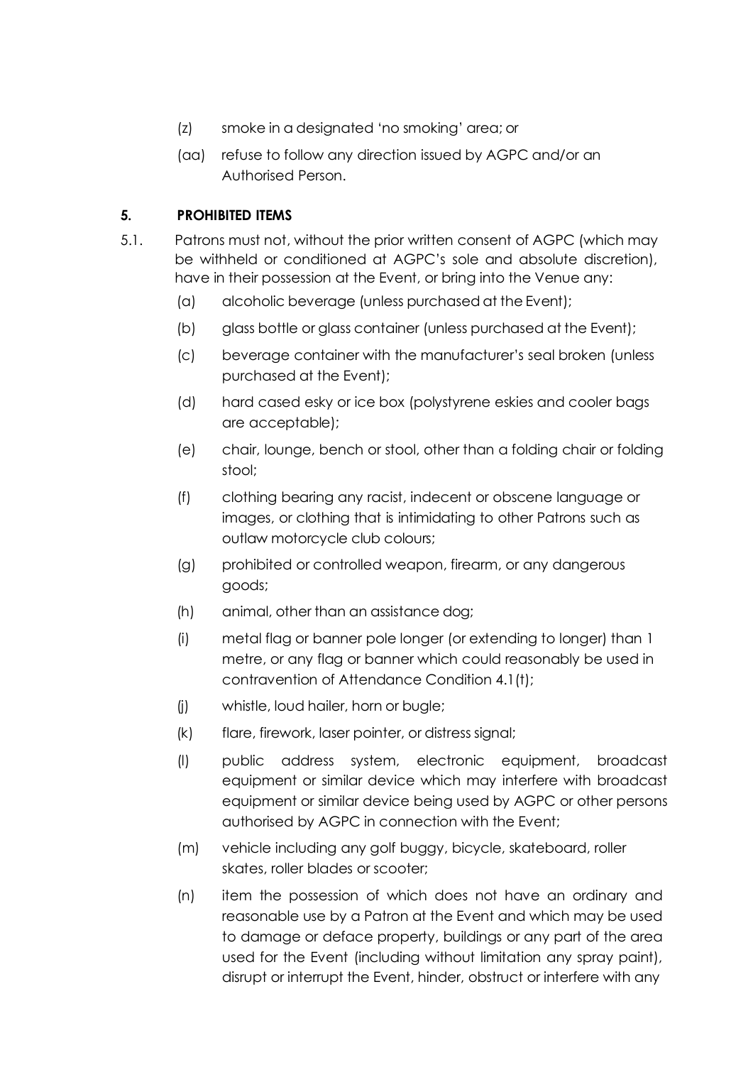(z) smoke in a designated 'no smoking' area; or

(aa) refuse to follow any direction issued by AGPC and/or an Authorised Person.

## 5. PROHIBITED ITEMS

5.1. Patrons must not, without the prior written consent of AGPC (which may be withheld or conditioned at AGPC's sole and absolute discretion), have in their possession at the Event, or bring into the Venue any:

(a) alcoholic beverage (unless purchased at the Event);

(b) glass bottle or glass container (unless purchased at the Event);

(c) beverage container with the manufacturer's seal broken (unless purchased at the Event);

(d) hard cased esky or ice box (polystyrene eskies and cooler bags are acceptable);

(e) chair, lounge, bench or stool, other than a folding chair or folding stool;

(f) clothing bearing any racist, indecent or obscene language or images, or clothing that is intimidating to other Patrons such as outlaw motorcycle club colours;

(g) prohibited or controlled weapon, firearm, or any dangerous goods;

(h) animal, other than an assistance dog;

(i) metal flag or banner pole longer (or extending to longer) than 1 metre, or any flag or banner which could reasonably be used in contravention of Attendance Condition 4.1(t);

(j) whistle, loud hailer, horn or bugle;

(k) flare, firework, laser pointer, or distress signal;

(l) public address system, electronic equipment, broadcast equipment or similar device which may interfere with broadcast equipment or similar device being used by AGPC or other persons authorised by AGPC in connection with the Event;

(m) vehicle including any golf buggy, bicycle, skateboard, roller skates, roller blades or scooter;

(n) item the possession of which does not have an ordinary and reasonable use by a Patron at the Event and which may be used to damage or deface property, buildings or any part of the area used for the Event (including without limitation any spray paint), disrupt or interrupt the Event, hinder, obstruct or interfere with any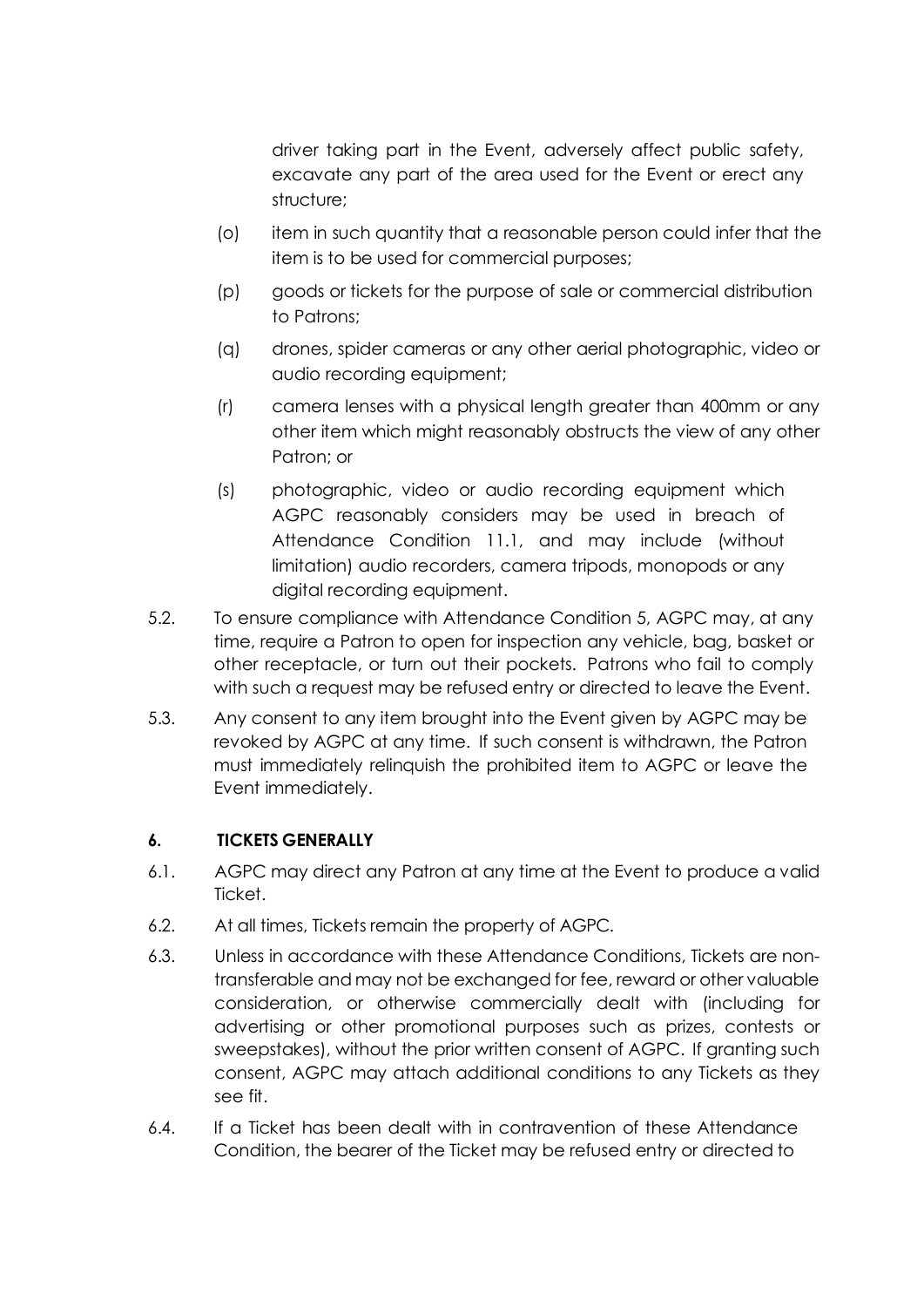driver taking part in the Event, adversely affect public safety, excavate any part of the area used for the Event or erect any structure;

(o) item in such quantity that a reasonable person could infer that the item is to be used for commercial purposes;

(p) goods or tickets for the purpose of sale or commercial distribution to Patrons;

(q) drones, spider cameras or any other aerial photographic, video or audio recording equipment;

(r) camera lenses with a physical length greater than 400mm or any other item which might reasonably obstructs the view of any other Patron; or

(s) photographic, video or audio recording equipment which AGPC reasonably considers may be used in breach of Attendance Condition 11.1, and may include (without limitation) audio recorders, camera tripods, monopods or any digital recording equipment.

5.2. To ensure compliance with Attendance Condition 5, AGPC may, at any time, require a Patron to open for inspection any vehicle, bag, basket or other receptacle, or turn out their pockets. Patrons who fail to comply with such a request may be refused entry or directed to leave the Event.

5.3. Any consent to any item brought into the Event given by AGPC may be revoked by AGPC at any time. If such consent is withdrawn, the Patron must immediately relinquish the prohibited item to AGPC or leave the Event immediately.

## 6. TICKETS GENERALLY

6.1. AGPC may direct any Patron at any time at the Event to produce a valid Ticket.

6.2. At all times, Tickets remain the property of AGPC.

6.3. Unless in accordance with these Attendance Conditions, Tickets are non-transferable and may not be exchanged for fee, reward or other valuable consideration, or otherwise commercially dealt with (including for advertising or other promotional purposes such as prizes, contests or sweepstakes), without the prior written consent of AGPC. If granting such consent, AGPC may attach additional conditions to any Tickets as they see fit.

6.4. If a Ticket has been dealt with in contravention of these Attendance Condition, the bearer of the Ticket may be refused entry or directed to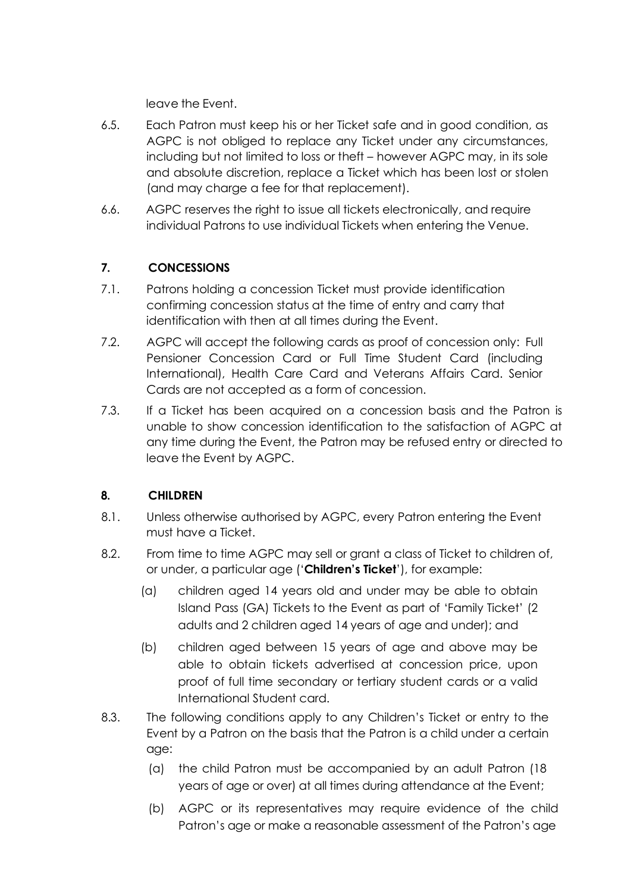leave the Event.

6.5. Each Patron must keep his or her Ticket safe and in good condition, as AGPC is not obliged to replace any Ticket under any circumstances, including but not limited to loss or theft – however AGPC may, in its sole and absolute discretion, replace a Ticket which has been lost or stolen (and may charge a fee for that replacement).

6.6. AGPC reserves the right to issue all tickets electronically, and require individual Patrons to use individual Tickets when entering the Venue.

## 7. CONCESSIONS

7.1. Patrons holding a concession Ticket must provide identification confirming concession status at the time of entry and carry that identification with then at all times during the Event.

7.2. AGPC will accept the following cards as proof of concession only: Full Pensioner Concession Card or Full Time Student Card (including International), Health Care Card and Veterans Affairs Card. Senior Cards are not accepted as a form of concession.

7.3. If a Ticket has been acquired on a concession basis and the Patron is unable to show concession identification to the satisfaction of AGPC at any time during the Event, the Patron may be refused entry or directed to leave the Event by AGPC.

## 8. CHILDREN

8.1. Unless otherwise authorised by AGPC, every Patron entering the Event must have a Ticket.

8.2. From time to time AGPC may sell or grant a class of Ticket to children of, or under, a particular age ('**Children's Ticket**'), for example:

(a) children aged 14 years old and under may be able to obtain Island Pass (GA) Tickets to the Event as part of 'Family Ticket' (2 adults and 2 children aged 14 years of age and under); and

(b) children aged between 15 years of age and above may be able to obtain tickets advertised at concession price, upon proof of full time secondary or tertiary student cards or a valid International Student card.

8.3. The following conditions apply to any Children's Ticket or entry to the Event by a Patron on the basis that the Patron is a child under a certain age:

(a) the child Patron must be accompanied by an adult Patron (18 years of age or over) at all times during attendance at the Event;

(b) AGPC or its representatives may require evidence of the child Patron's age or make a reasonable assessment of the Patron's age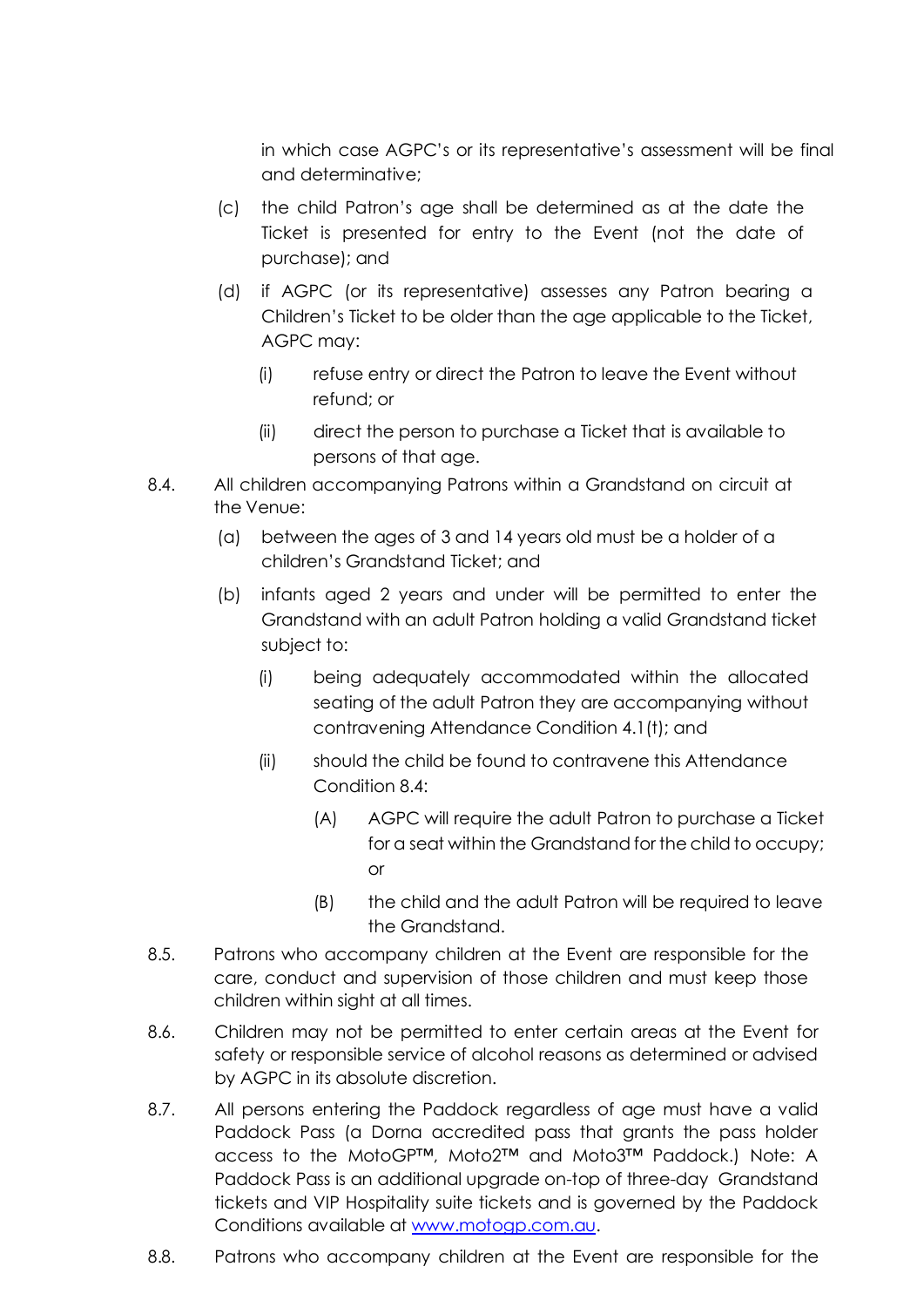in which case AGPC's or its representative's assessment will be final and determinative;

(c) the child Patron's age shall be determined as at the date the Ticket is presented for entry to the Event (not the date of purchase); and

(d) if AGPC (or its representative) assesses any Patron bearing a Children's Ticket to be older than the age applicable to the Ticket, AGPC may:

  (i) refuse entry or direct the Patron to leave the Event without refund; or

  (ii) direct the person to purchase a Ticket that is available to persons of that age.

8.4. All children accompanying Patrons within a Grandstand on circuit at the Venue:

(a) between the ages of 3 and 14 years old must be a holder of a children's Grandstand Ticket; and

(b) infants aged 2 years and under will be permitted to enter the Grandstand with an adult Patron holding a valid Grandstand ticket subject to:

  (i) being adequately accommodated within the allocated seating of the adult Patron they are accompanying without contravening Attendance Condition 4.1(t); and

  (ii) should the child be found to contravene this Attendance Condition 8.4:

    (A) AGPC will require the adult Patron to purchase a Ticket for a seat within the Grandstand for the child to occupy; or

    (B) the child and the adult Patron will be required to leave the Grandstand.

8.5. Patrons who accompany children at the Event are responsible for the care, conduct and supervision of those children and must keep those children within sight at all times.

8.6. Children may not be permitted to enter certain areas at the Event for safety or responsible service of alcohol reasons as determined or advised by AGPC in its absolute discretion.

8.7. All persons entering the Paddock regardless of age must have a valid Paddock Pass (a Dorna accredited pass that grants the pass holder access to the MotoGP™, Moto2™ and Moto3™ Paddock.) Note: A Paddock Pass is an additional upgrade on-top of three-day Grandstand tickets and VIP Hospitality suite tickets and is governed by the Paddock Conditions available at [www.motogp.com.au](http://www.motogp.com.au).

8.8. Patrons who accompany children at the Event are responsible for the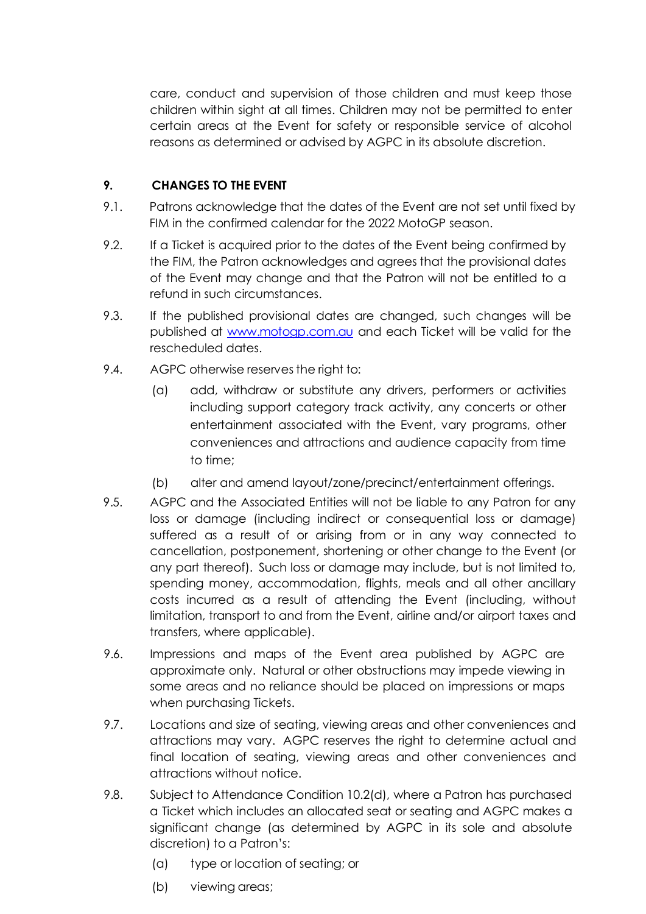care, conduct and supervision of those children and must keep those children within sight at all times. Children may not be permitted to enter certain areas at the Event for safety or responsible service of alcohol reasons as determined or advised by AGPC in its absolute discretion.

## 9. CHANGES TO THE EVENT

9.1. Patrons acknowledge that the dates of the Event are not set until fixed by FIM in the confirmed calendar for the 2022 MotoGP season.

9.2. If a Ticket is acquired prior to the dates of the Event being confirmed by the FIM, the Patron acknowledges and agrees that the provisional dates of the Event may change and that the Patron will not be entitled to a refund in such circumstances.

9.3. If the published provisional dates are changed, such changes will be published at [www.motogp.com.au](http://www.motogp.com.au) and each Ticket will be valid for the rescheduled dates.

9.4. AGPC otherwise reserves the right to:

(a) add, withdraw or substitute any drivers, performers or activities including support category track activity, any concerts or other entertainment associated with the Event, vary programs, other conveniences and attractions and audience capacity from time to time;

(b) alter and amend layout/zone/precinct/entertainment offerings.

9.5. AGPC and the Associated Entities will not be liable to any Patron for any loss or damage (including indirect or consequential loss or damage) suffered as a result of or arising from or in any way connected to cancellation, postponement, shortening or other change to the Event (or any part thereof). Such loss or damage may include, but is not limited to, spending money, accommodation, flights, meals and all other ancillary costs incurred as a result of attending the Event (including, without limitation, transport to and from the Event, airline and/or airport taxes and transfers, where applicable).

9.6. Impressions and maps of the Event area published by AGPC are approximate only. Natural or other obstructions may impede viewing in some areas and no reliance should be placed on impressions or maps when purchasing Tickets.

9.7. Locations and size of seating, viewing areas and other conveniences and attractions may vary. AGPC reserves the right to determine actual and final location of seating, viewing areas and other conveniences and attractions without notice.

9.8. Subject to Attendance Condition 10.2(d), where a Patron has purchased a Ticket which includes an allocated seat or seating and AGPC makes a significant change (as determined by AGPC in its sole and absolute discretion) to a Patron's:

(a) type or location of seating; or

(b) viewing areas;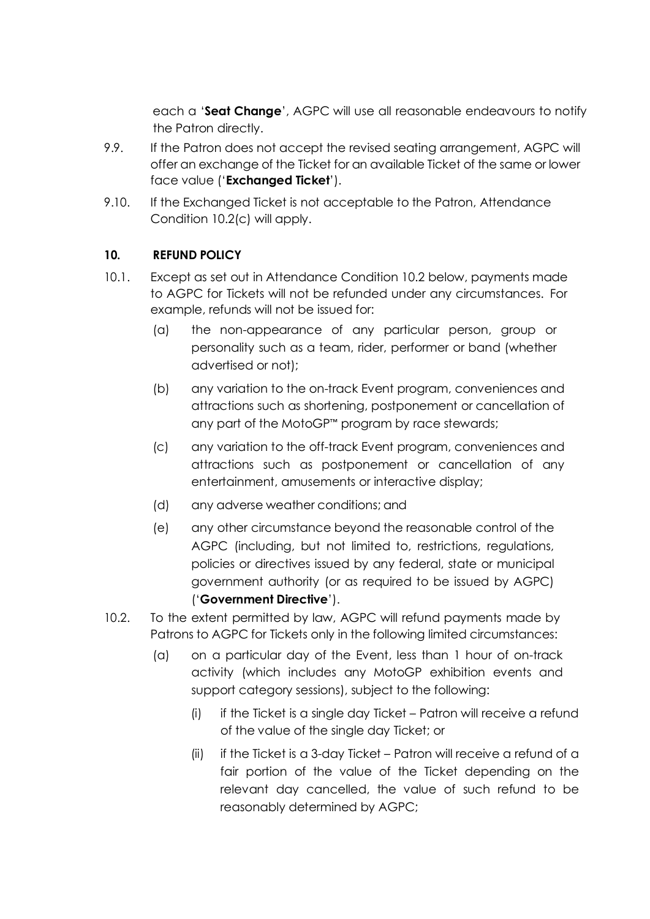each a '**Seat Change**', AGPC will use all reasonable endeavours to notify the Patron directly.

9.9. If the Patron does not accept the revised seating arrangement, AGPC will offer an exchange of the Ticket for an available Ticket of the same or lower face value ('**Exchanged Ticket**').

9.10. If the Exchanged Ticket is not acceptable to the Patron, Attendance Condition 10.2(c) will apply.

## 10. REFUND POLICY

10.1. Except as set out in Attendance Condition 10.2 below, payments made to AGPC for Tickets will not be refunded under any circumstances. For example, refunds will not be issued for:

(a) the non-appearance of any particular person, group or personality such as a team, rider, performer or band (whether advertised or not);

(b) any variation to the on-track Event program, conveniences and attractions such as shortening, postponement or cancellation of any part of the MotoGP™ program by race stewards;

(c) any variation to the off-track Event program, conveniences and attractions such as postponement or cancellation of any entertainment, amusements or interactive display;

(d) any adverse weather conditions; and

(e) any other circumstance beyond the reasonable control of the AGPC (including, but not limited to, restrictions, regulations, policies or directives issued by any federal, state or municipal government authority (or as required to be issued by AGPC) ('**Government Directive**').

10.2. To the extent permitted by law, AGPC will refund payments made by Patrons to AGPC for Tickets only in the following limited circumstances:

(a) on a particular day of the Event, less than 1 hour of on-track activity (which includes any MotoGP exhibition events and support category sessions), subject to the following:

(i) if the Ticket is a single day Ticket – Patron will receive a refund of the value of the single day Ticket; or

(ii) if the Ticket is a 3-day Ticket – Patron will receive a refund of a fair portion of the value of the Ticket depending on the relevant day cancelled, the value of such refund to be reasonably determined by AGPC;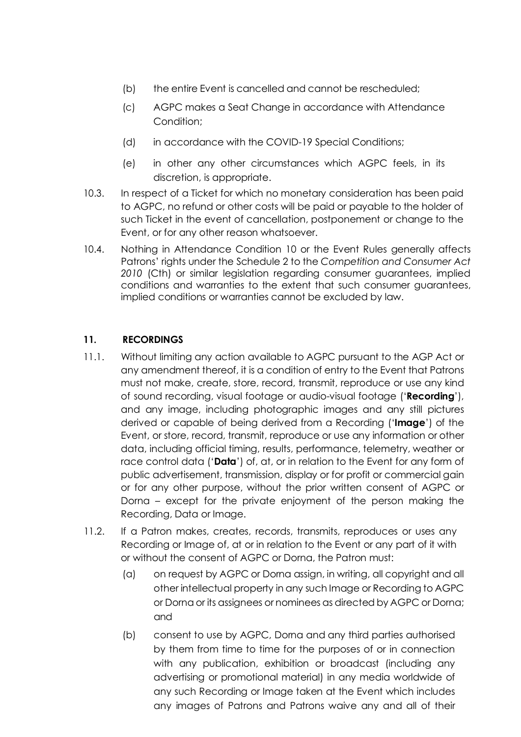(b) the entire Event is cancelled and cannot be rescheduled;

(c) AGPC makes a Seat Change in accordance with Attendance Condition;

(d) in accordance with the COVID-19 Special Conditions;

(e) in other any other circumstances which AGPC feels, in its discretion, is appropriate.

10.3. In respect of a Ticket for which no monetary consideration has been paid to AGPC, no refund or other costs will be paid or payable to the holder of such Ticket in the event of cancellation, postponement or change to the Event, or for any other reason whatsoever.

10.4. Nothing in Attendance Condition 10 or the Event Rules generally affects Patrons' rights under the Schedule 2 to the *Competition and Consumer Act 2010* (Cth) or similar legislation regarding consumer guarantees, implied conditions and warranties to the extent that such consumer guarantees, implied conditions or warranties cannot be excluded by law.

## 11. RECORDINGS

11.1. Without limiting any action available to AGPC pursuant to the AGP Act or any amendment thereof, it is a condition of entry to the Event that Patrons must not make, create, store, record, transmit, reproduce or use any kind of sound recording, visual footage or audio-visual footage ('**Recording**'), and any image, including photographic images and any still pictures derived or capable of being derived from a Recording ('**Image**') of the Event, or store, record, transmit, reproduce or use any information or other data, including official timing, results, performance, telemetry, weather or race control data ('**Data**') of, at, or in relation to the Event for any form of public advertisement, transmission, display or for profit or commercial gain or for any other purpose, without the prior written consent of AGPC or Dorna – except for the private enjoyment of the person making the Recording, Data or Image.

11.2. If a Patron makes, creates, records, transmits, reproduces or uses any Recording or Image of, at or in relation to the Event or any part of it with or without the consent of AGPC or Dorna, the Patron must:

(a) on request by AGPC or Dorna assign, in writing, all copyright and all other intellectual property in any such Image or Recording to AGPC or Dorna or its assignees or nominees as directed by AGPC or Dorna; and

(b) consent to use by AGPC, Dorna and any third parties authorised by them from time to time for the purposes of or in connection with any publication, exhibition or broadcast (including any advertising or promotional material) in any media worldwide of any such Recording or Image taken at the Event which includes any images of Patrons and Patrons waive any and all of their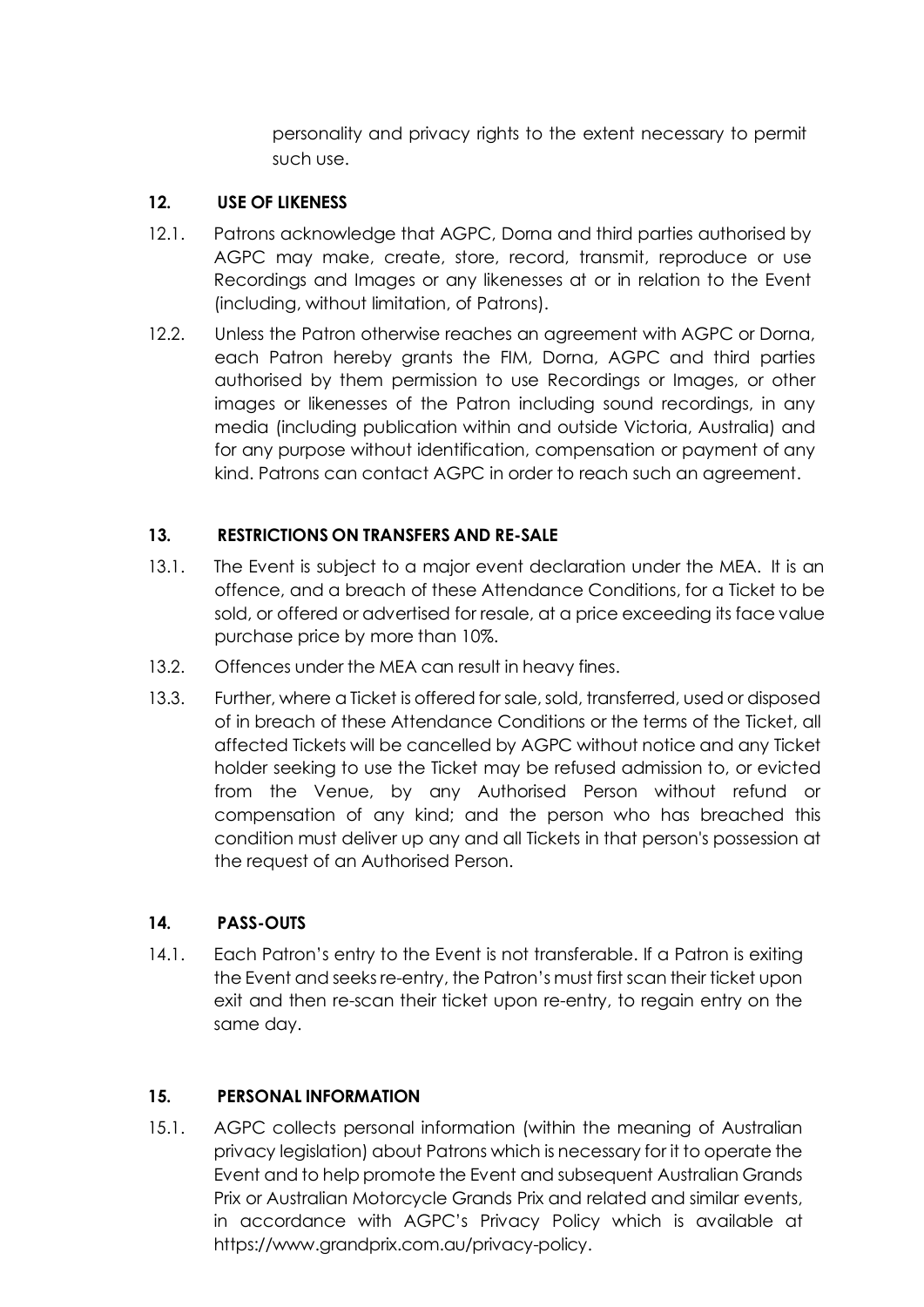personality and privacy rights to the extent necessary to permit such use.

## 12. USE OF LIKENESS

12.1. Patrons acknowledge that AGPC, Dorna and third parties authorised by AGPC may make, create, store, record, transmit, reproduce or use Recordings and Images or any likenesses at or in relation to the Event (including, without limitation, of Patrons).

12.2. Unless the Patron otherwise reaches an agreement with AGPC or Dorna, each Patron hereby grants the FIM, Dorna, AGPC and third parties authorised by them permission to use Recordings or Images, or other images or likenesses of the Patron including sound recordings, in any media (including publication within and outside Victoria, Australia) and for any purpose without identification, compensation or payment of any kind. Patrons can contact AGPC in order to reach such an agreement.

## 13. RESTRICTIONS ON TRANSFERS AND RE-SALE

13.1. The Event is subject to a major event declaration under the MEA. It is an offence, and a breach of these Attendance Conditions, for a Ticket to be sold, or offered or advertised for resale, at a price exceeding its face value purchase price by more than 10%.

13.2. Offences under the MEA can result in heavy fines.

13.3. Further, where a Ticket is offered for sale, sold, transferred, used or disposed of in breach of these Attendance Conditions or the terms of the Ticket, all affected Tickets will be cancelled by AGPC without notice and any Ticket holder seeking to use the Ticket may be refused admission to, or evicted from the Venue, by any Authorised Person without refund or compensation of any kind; and the person who has breached this condition must deliver up any and all Tickets in that person's possession at the request of an Authorised Person.

## 14. PASS-OUTS

14.1. Each Patron's entry to the Event is not transferable. If a Patron is exiting the Event and seeks re-entry, the Patron's must first scan their ticket upon exit and then re-scan their ticket upon re-entry, to regain entry on the same day.

## 15. PERSONAL INFORMATION

15.1. AGPC collects personal information (within the meaning of Australian privacy legislation) about Patrons which is necessary for it to operate the Event and to help promote the Event and subsequent Australian Grands Prix or Australian Motorcycle Grands Prix and related and similar events, in accordance with AGPC's Privacy Policy which is available at https://www.grandprix.com.au/privacy-policy.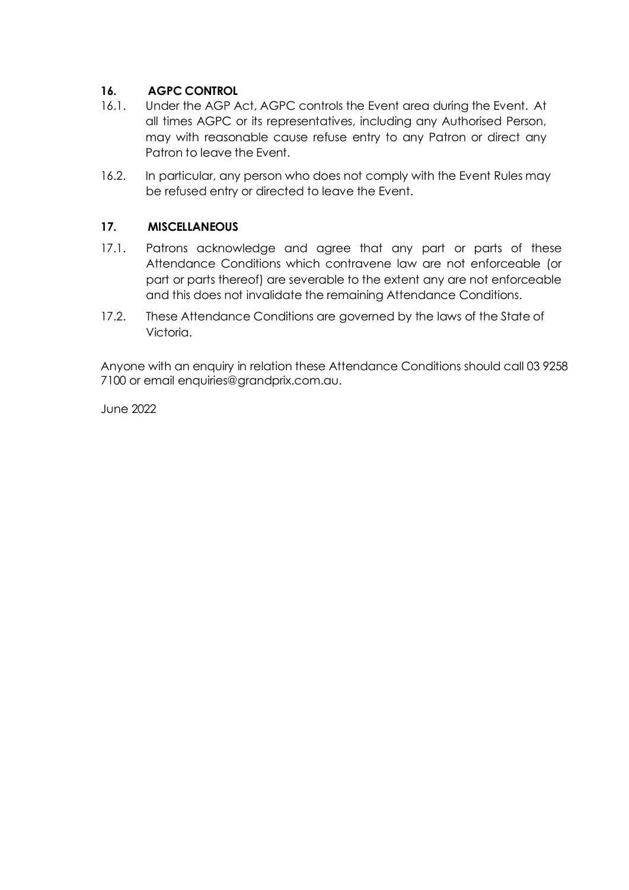## 16. AGPC CONTROL

16.1. Under the AGP Act, AGPC controls the Event area during the Event. At all times AGPC or its representatives, including any Authorised Person, may with reasonable cause refuse entry to any Patron or direct any Patron to leave the Event.

16.2. In particular, any person who does not comply with the Event Rules may be refused entry or directed to leave the Event.

## 17. MISCELLANEOUS

17.1. Patrons acknowledge and agree that any part or parts of these Attendance Conditions which contravene law are not enforceable (or part or parts thereof) are severable to the extent any are not enforceable and this does not invalidate the remaining Attendance Conditions.

17.2. These Attendance Conditions are governed by the laws of the State of Victoria.

Anyone with an enquiry in relation these Attendance Conditions should call 03 9258 7100 or email enquiries@grandprix.com.au.

June 2022